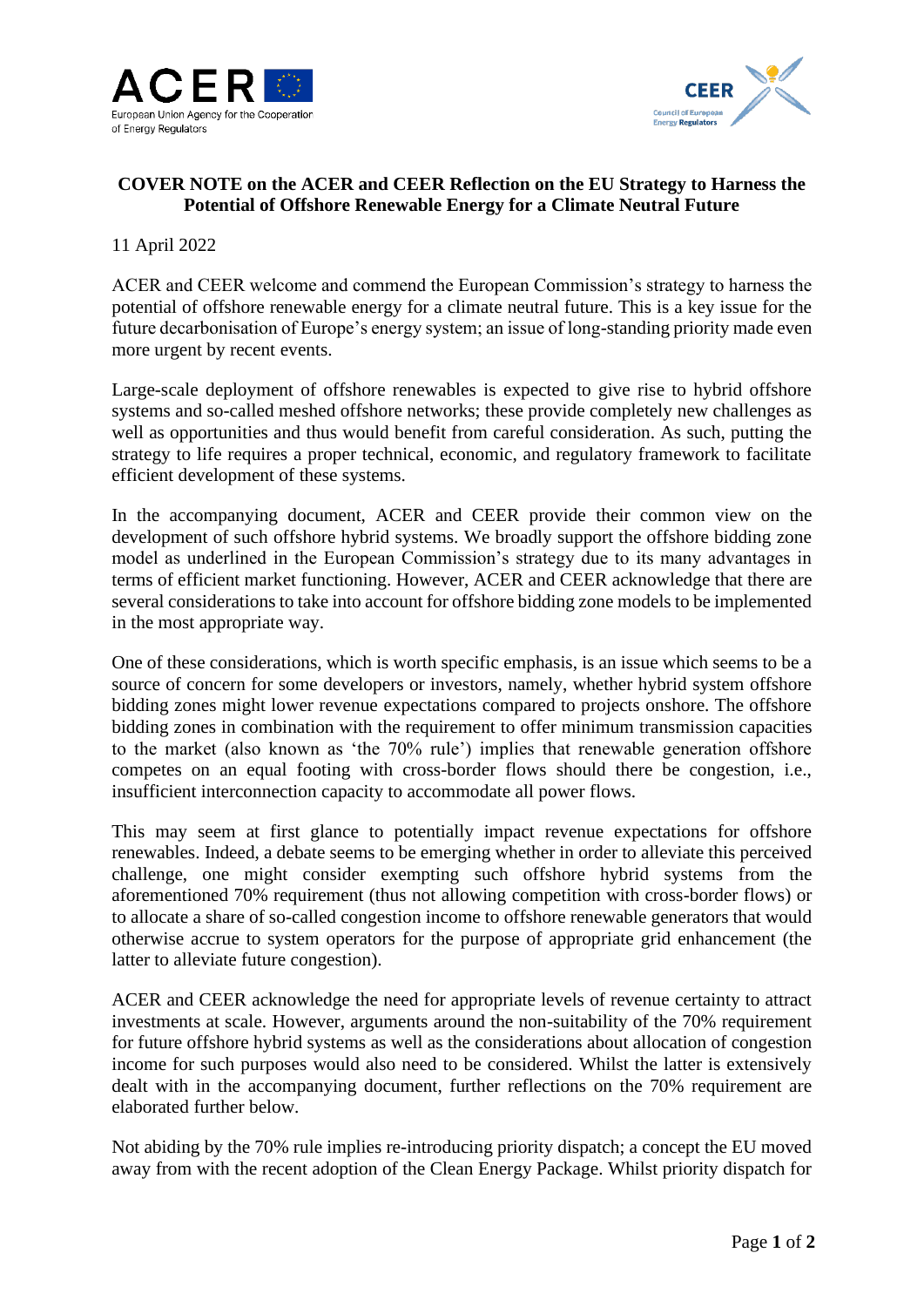# COVER NOTE on the ACER and CEER Reflection on the EU Strategy to Harness the Potential of Offshore Renewable Energy for a Climate Neutral Future

11 April 2022

ACER and CEER welcome and commend the European Commission's strategy to harness the potential of offshore renewable energy for a climate neutral future. This is a key issue for the future decarbonisation of Europe's energy system; an issue of long-standing priority made even more urgent by recent events.

Large-scale deployment of offshore renewables is expected to give rise to hybrid offshore systems and so-called meshed offshore networks; these provide completely new challenges as well as opportunities and thus would benefit from careful consideration. As such, putting the strategy to life requires a proper technical, economic, and regulatory framework to facilitate efficient development of these systems.

In the accompanying document, ACER and CEER provide their common view on the development of such offshore hybrid systems. We broadly support the offshore bidding zone model as underlined in the European Commission's strategy due to its many advantages in terms of efficient market functioning. However, ACER and CEER acknowledge that there are several considerations to take into account for offshore bidding zone models to be implemented in the most appropriate way.

One of these considerations, which is worth specific emphasis, is an issue which seems to be a source of concern for some developers or investors, namely, whether hybrid system offshore bidding zones might lower revenue expectations compared to projects onshore. The offshore bidding zones in combination with the requirement to offer minimum transmission capacities to the market (also known as 'the 70% rule') implies that renewable generation offshore competes on an equal footing with cross-border flows should there be congestion, i.e., insufficient interconnection capacity to accommodate all power flows.

This may seem at first glance to potentially impact revenue expectations for offshore renewables. Indeed, a debate seems to be emerging whether in order to alleviate this perceived challenge, one might consider exempting such offshore hybrid systems from the aforementioned 70% requirement (thus not allowing competition with cross-border flows) or to allocate a share of so-called congestion income to offshore renewable generators that would otherwise accrue to system operators for the purpose of appropriate grid enhancement (the latter to alleviate future congestion).

ACER and CEER acknowledge the need for appropriate levels of revenue certainty to attract investments at scale. However, arguments around the non-suitability of the 70% requirement for future offshore hybrid systems as well as the considerations about allocation of congestion income for such purposes would also need to be considered. Whilst the latter is extensively dealt with in the accompanying document, further reflections on the 70% requirement are elaborated further below.

Not abiding by the 70% rule implies re-introducing priority dispatch; a concept the EU moved away from with the recent adoption of the Clean Energy Package. Whilst priority dispatch for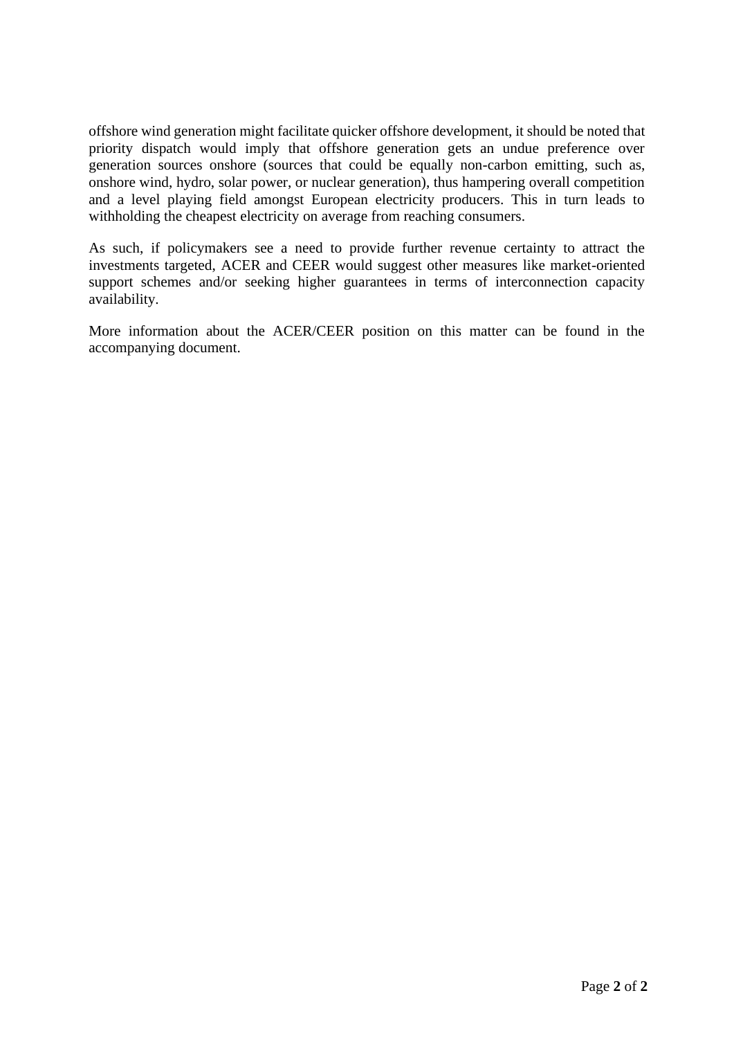offshore wind generation might facilitate quicker offshore development, it should be noted that priority dispatch would imply that offshore generation gets an undue preference over generation sources onshore (sources that could be equally non-carbon emitting, such as, onshore wind, hydro, solar power, or nuclear generation), thus hampering overall competition and a level playing field amongst European electricity producers. This in turn leads to withholding the cheapest electricity on average from reaching consumers.

As such, if policymakers see a need to provide further revenue certainty to attract the investments targeted, ACER and CEER would suggest other measures like market-oriented support schemes and/or seeking higher guarantees in terms of interconnection capacity availability.

More information about the ACER/CEER position on this matter can be found in the accompanying document.